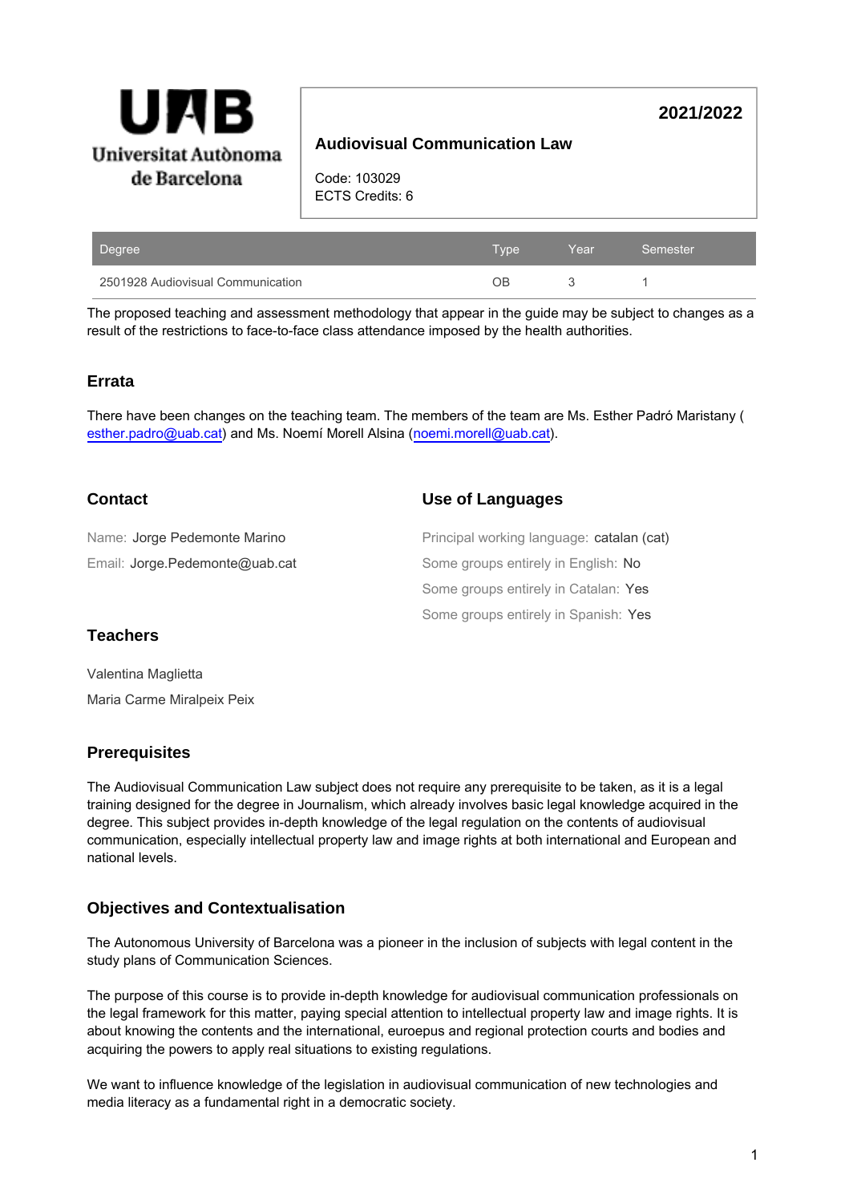Universitat Autònoma de Barcelona

# Audiovisual Communication Law

**2021/2022**

Code: 103029
ECTS Credits: 6

| Degree | Type | Year | Semester |
| --- | --- | --- | --- |
| 2501928 Audiovisual Communication | OB | 3 | 1 |

The proposed teaching and assessment methodology that appear in the guide may be subject to changes as a result of the restrictions to face-to-face class attendance imposed by the health authorities.

## Errata

There have been changes on the teaching team. The members of the team are Ms. Esther Padró Maristany ( esther.padro@uab.cat) and Ms. Noemí Morell Alsina (noemi.morell@uab.cat).

## Contact

Name: Jorge Pedemonte Marino

Email: Jorge.Pedemonte@uab.cat

## Use of Languages

Principal working language: catalan (cat)

Some groups entirely in English: No

Some groups entirely in Catalan: Yes

Some groups entirely in Spanish: Yes

## Teachers

Valentina Maglietta

Maria Carme Miralpeix Peix

## Prerequisites

The Audiovisual Communication Law subject does not require any prerequisite to be taken, as it is a legal training designed for the degree in Journalism, which already involves basic legal knowledge acquired in the degree. This subject provides in-depth knowledge of the legal regulation on the contents of audiovisual communication, especially intellectual property law and image rights at both international and European and national levels.

## Objectives and Contextualisation

The Autonomous University of Barcelona was a pioneer in the inclusion of subjects with legal content in the study plans of Communication Sciences.

The purpose of this course is to provide in-depth knowledge for audiovisual communication professionals on the legal framework for this matter, paying special attention to intellectual property law and image rights. It is about knowing the contents and the international, euroepus and regional protection courts and bodies and acquiring the powers to apply real situations to existing regulations.

We want to influence knowledge of the legislation in audiovisual communication of new technologies and media literacy as a fundamental right in a democratic society.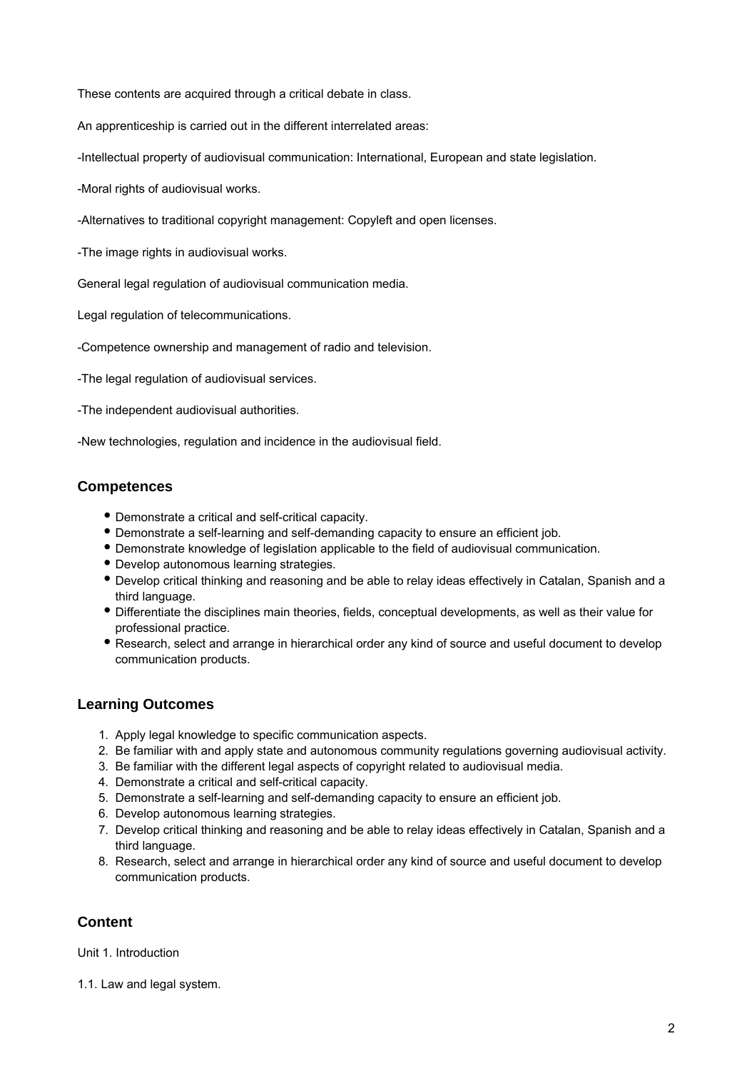These contents are acquired through a critical debate in class.

An apprenticeship is carried out in the different interrelated areas:

-Intellectual property of audiovisual communication: International, European and state legislation.

-Moral rights of audiovisual works.

-Alternatives to traditional copyright management: Copyleft and open licenses.

-The image rights in audiovisual works.

General legal regulation of audiovisual communication media.

Legal regulation of telecommunications.

-Competence ownership and management of radio and television.

-The legal regulation of audiovisual services.

-The independent audiovisual authorities.

-New technologies, regulation and incidence in the audiovisual field.

## Competences

- Demonstrate a critical and self-critical capacity.
- Demonstrate a self-learning and self-demanding capacity to ensure an efficient job.
- Demonstrate knowledge of legislation applicable to the field of audiovisual communication.
- Develop autonomous learning strategies.
- Develop critical thinking and reasoning and be able to relay ideas effectively in Catalan, Spanish and a third language.
- Differentiate the disciplines main theories, fields, conceptual developments, as well as their value for professional practice.
- Research, select and arrange in hierarchical order any kind of source and useful document to develop communication products.

## Learning Outcomes

1. Apply legal knowledge to specific communication aspects.
2. Be familiar with and apply state and autonomous community regulations governing audiovisual activity.
3. Be familiar with the different legal aspects of copyright related to audiovisual media.
4. Demonstrate a critical and self-critical capacity.
5. Demonstrate a self-learning and self-demanding capacity to ensure an efficient job.
6. Develop autonomous learning strategies.
7. Develop critical thinking and reasoning and be able to relay ideas effectively in Catalan, Spanish and a third language.
8. Research, select and arrange in hierarchical order any kind of source and useful document to develop communication products.

## Content

Unit 1. Introduction

1.1. Law and legal system.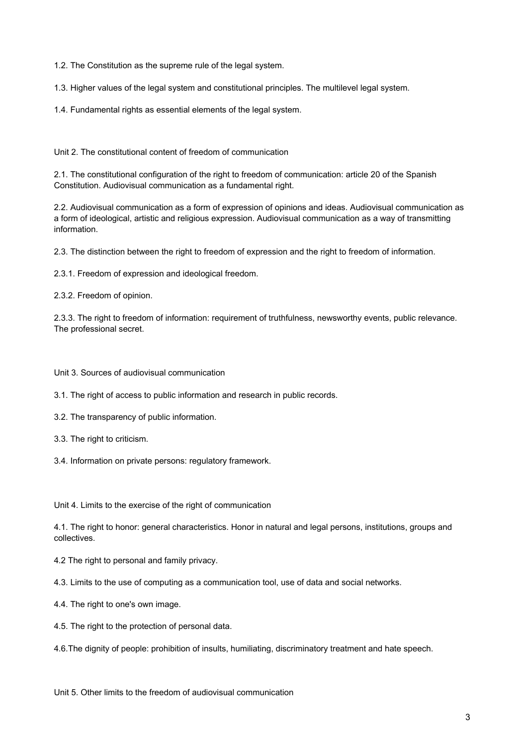1.2. The Constitution as the supreme rule of the legal system.

1.3. Higher values of the legal system and constitutional principles. The multilevel legal system.

1.4. Fundamental rights as essential elements of the legal system.

Unit 2. The constitutional content of freedom of communication

2.1. The constitutional configuration of the right to freedom of communication: article 20 of the Spanish Constitution. Audiovisual communication as a fundamental right.

2.2. Audiovisual communication as a form of expression of opinions and ideas. Audiovisual communication as a form of ideological, artistic and religious expression. Audiovisual communication as a way of transmitting information.

2.3. The distinction between the right to freedom of expression and the right to freedom of information.

2.3.1. Freedom of expression and ideological freedom.

2.3.2. Freedom of opinion.

2.3.3. The right to freedom of information: requirement of truthfulness, newsworthy events, public relevance. The professional secret.

Unit 3. Sources of audiovisual communication

3.1. The right of access to public information and research in public records.

3.2. The transparency of public information.

3.3. The right to criticism.

3.4. Information on private persons: regulatory framework.

Unit 4. Limits to the exercise of the right of communication

4.1. The right to honor: general characteristics. Honor in natural and legal persons, institutions, groups and collectives.

4.2 The right to personal and family privacy.

4.3. Limits to the use of computing as a communication tool, use of data and social networks.

4.4. The right to one's own image.

4.5. The right to the protection of personal data.

4.6.The dignity of people: prohibition of insults, humiliating, discriminatory treatment and hate speech.

Unit 5. Other limits to the freedom of audiovisual communication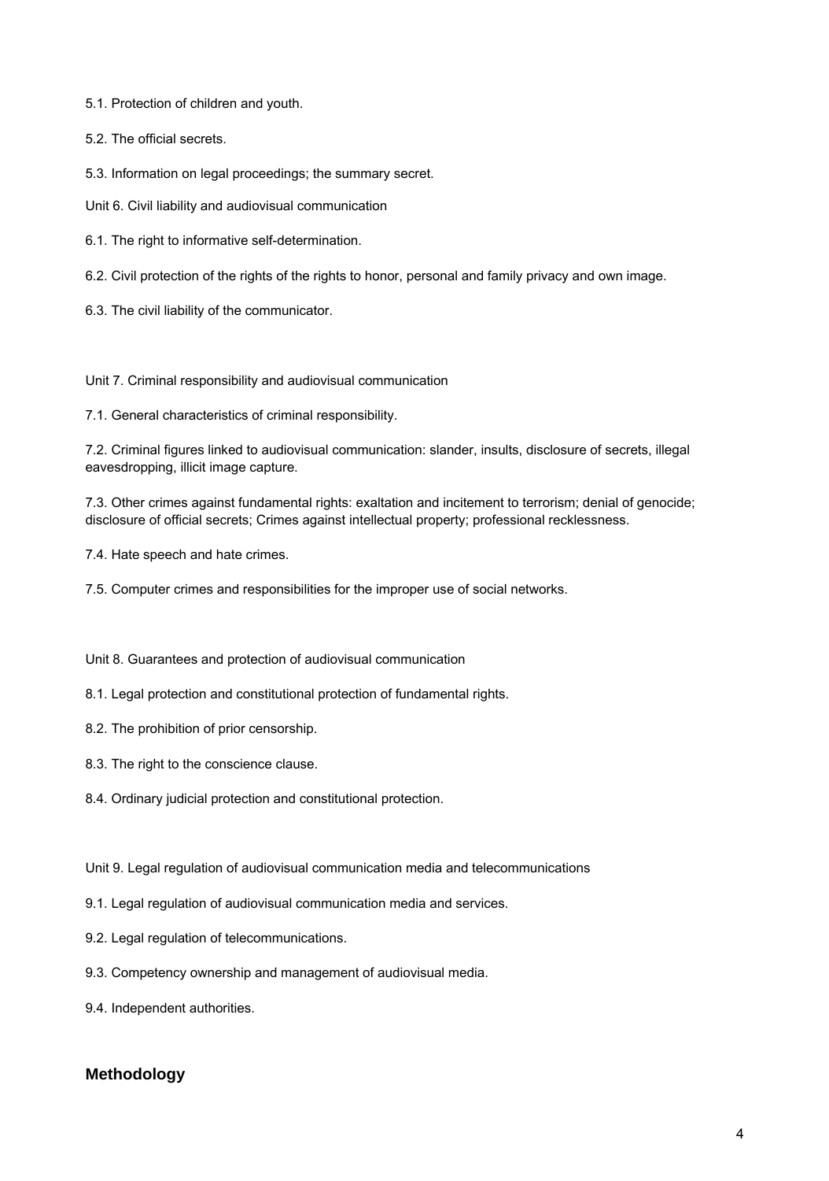5.1. Protection of children and youth.

5.2. The official secrets.

5.3. Information on legal proceedings; the summary secret.

Unit 6. Civil liability and audiovisual communication

6.1. The right to informative self-determination.

6.2. Civil protection of the rights of the rights to honor, personal and family privacy and own image.

6.3. The civil liability of the communicator.

Unit 7. Criminal responsibility and audiovisual communication

7.1. General characteristics of criminal responsibility.

7.2. Criminal figures linked to audiovisual communication: slander, insults, disclosure of secrets, illegal eavesdropping, illicit image capture.

7.3. Other crimes against fundamental rights: exaltation and incitement to terrorism; denial of genocide; disclosure of official secrets; Crimes against intellectual property; professional recklessness.

7.4. Hate speech and hate crimes.

7.5. Computer crimes and responsibilities for the improper use of social networks.

Unit 8. Guarantees and protection of audiovisual communication

8.1. Legal protection and constitutional protection of fundamental rights.

8.2. The prohibition of prior censorship.

8.3. The right to the conscience clause.

8.4. Ordinary judicial protection and constitutional protection.

Unit 9. Legal regulation of audiovisual communication media and telecommunications

9.1. Legal regulation of audiovisual communication media and services.

9.2. Legal regulation of telecommunications.

9.3. Competency ownership and management of audiovisual media.

9.4. Independent authorities.

## Methodology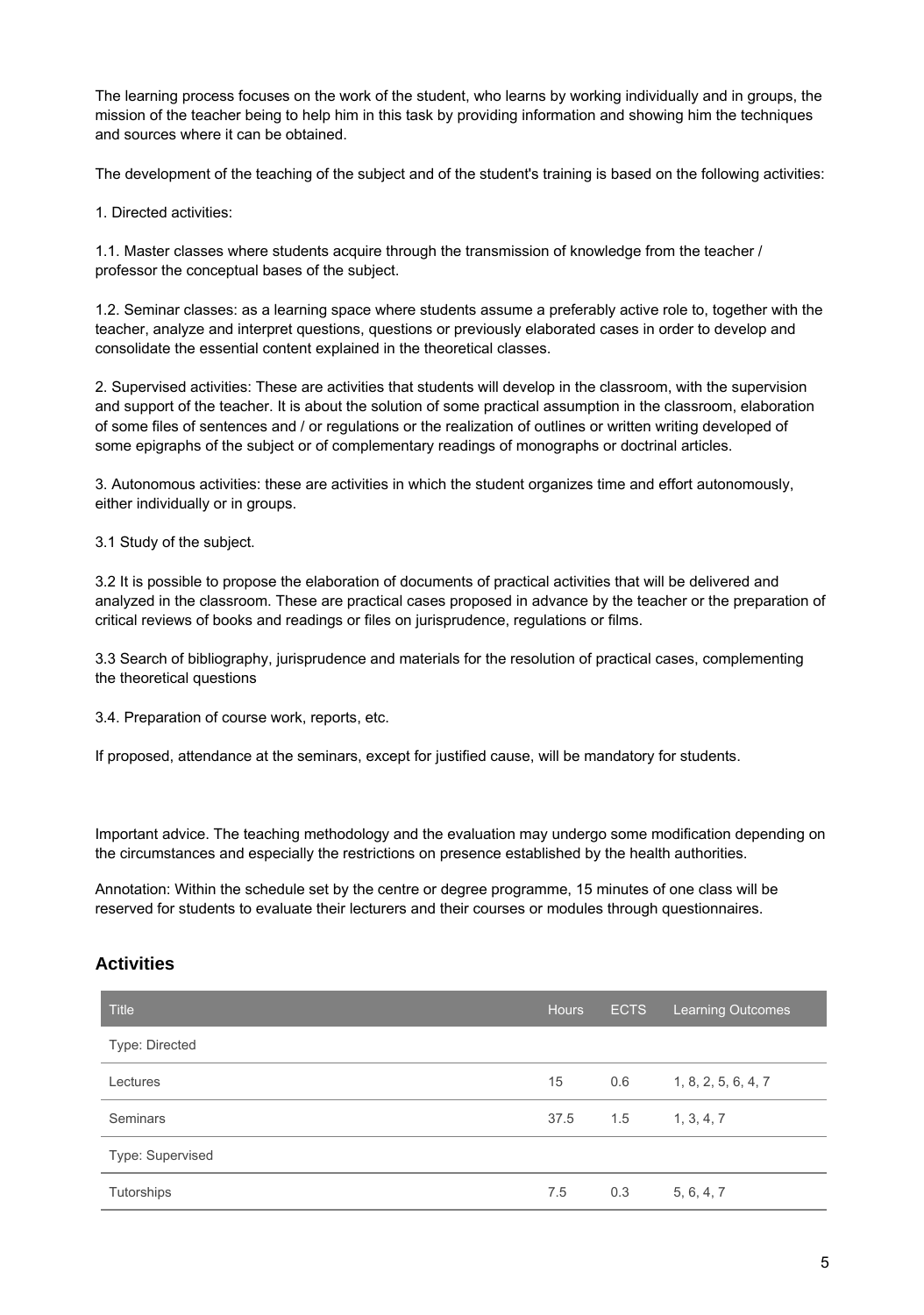The learning process focuses on the work of the student, who learns by working individually and in groups, the mission of the teacher being to help him in this task by providing information and showing him the techniques and sources where it can be obtained.

The development of the teaching of the subject and of the student's training is based on the following activities:

1. Directed activities:

1.1. Master classes where students acquire through the transmission of knowledge from the teacher / professor the conceptual bases of the subject.

1.2. Seminar classes: as a learning space where students assume a preferably active role to, together with the teacher, analyze and interpret questions, questions or previously elaborated cases in order to develop and consolidate the essential content explained in the theoretical classes.

2. Supervised activities: These are activities that students will develop in the classroom, with the supervision and support of the teacher. It is about the solution of some practical assumption in the classroom, elaboration of some files of sentences and / or regulations or the realization of outlines or written writing developed of some epigraphs of the subject or of complementary readings of monographs or doctrinal articles.

3. Autonomous activities: these are activities in which the student organizes time and effort autonomously, either individually or in groups.

3.1 Study of the subject.

3.2 It is possible to propose the elaboration of documents of practical activities that will be delivered and analyzed in the classroom. These are practical cases proposed in advance by the teacher or the preparation of critical reviews of books and readings or files on jurisprudence, regulations or films.

3.3 Search of bibliography, jurisprudence and materials for the resolution of practical cases, complementing the theoretical questions

3.4. Preparation of course work, reports, etc.

If proposed, attendance at the seminars, except for justified cause, will be mandatory for students.

Important advice. The teaching methodology and the evaluation may undergo some modification depending on the circumstances and especially the restrictions on presence established by the health authorities.

Annotation: Within the schedule set by the centre or degree programme, 15 minutes of one class will be reserved for students to evaluate their lecturers and their courses or modules through questionnaires.

## Activities

| Title | Hours | ECTS | Learning Outcomes |
|---|---|---|---|
| Type: Directed | | | |
| Lectures | 15 | 0.6 | 1, 8, 2, 5, 6, 4, 7 |
| Seminars | 37.5 | 1.5 | 1, 3, 4, 7 |
| Type: Supervised | | | |
| Tutorships | 7.5 | 0.3 | 5, 6, 4, 7 |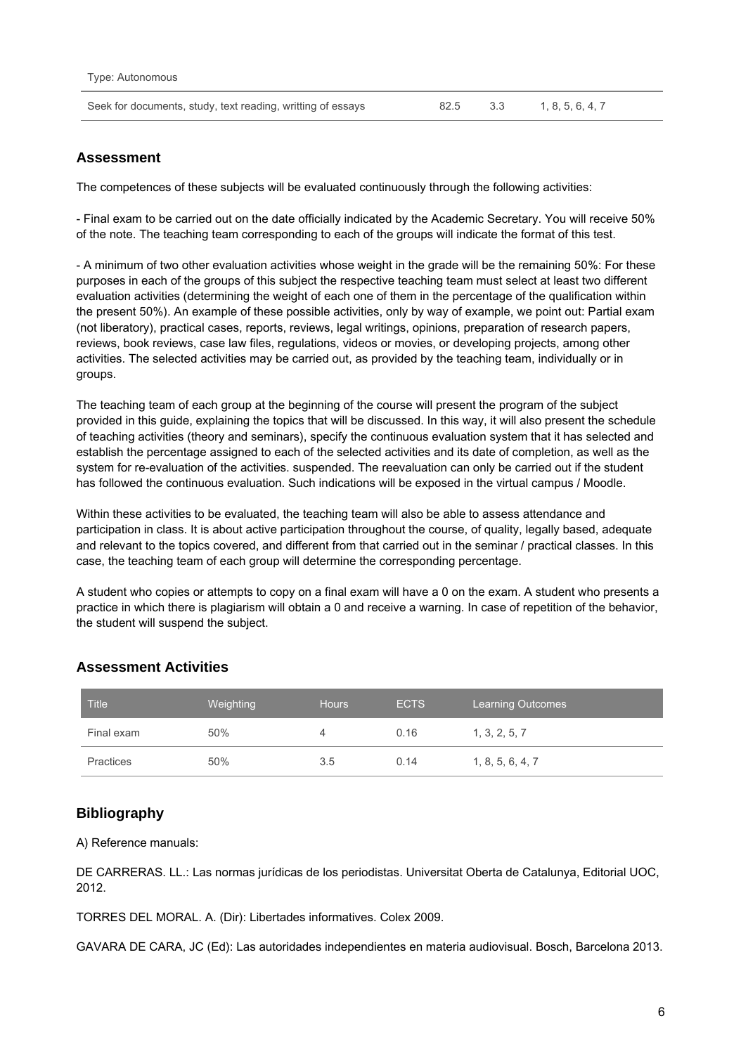Type: Autonomous

| | | | |
|---|---|---|---|
| Seek for documents, study, text reading, writting of essays | 82.5 | 3.3 | 1, 8, 5, 6, 4, 7 |

## Assessment

The competences of these subjects will be evaluated continuously through the following activities:

- Final exam to be carried out on the date officially indicated by the Academic Secretary. You will receive 50% of the note. The teaching team corresponding to each of the groups will indicate the format of this test.

- A minimum of two other evaluation activities whose weight in the grade will be the remaining 50%: For these purposes in each of the groups of this subject the respective teaching team must select at least two different evaluation activities (determining the weight of each one of them in the percentage of the qualification within the present 50%). An example of these possible activities, only by way of example, we point out: Partial exam (not liberatory), practical cases, reports, reviews, legal writings, opinions, preparation of research papers, reviews, book reviews, case law files, regulations, videos or movies, or developing projects, among other activities. The selected activities may be carried out, as provided by the teaching team, individually or in groups.

The teaching team of each group at the beginning of the course will present the program of the subject provided in this guide, explaining the topics that will be discussed. In this way, it will also present the schedule of teaching activities (theory and seminars), specify the continuous evaluation system that it has selected and establish the percentage assigned to each of the selected activities and its date of completion, as well as the system for re-evaluation of the activities. suspended. The reevaluation can only be carried out if the student has followed the continuous evaluation. Such indications will be exposed in the virtual campus / Moodle.

Within these activities to be evaluated, the teaching team will also be able to assess attendance and participation in class. It is about active participation throughout the course, of quality, legally based, adequate and relevant to the topics covered, and different from that carried out in the seminar / practical classes. In this case, the teaching team of each group will determine the corresponding percentage.

A student who copies or attempts to copy on a final exam will have a 0 on the exam. A student who presents a practice in which there is plagiarism will obtain a 0 and receive a warning. In case of repetition of the behavior, the student will suspend the subject.

## Assessment Activities

| Title | Weighting | Hours | ECTS | Learning Outcomes |
|---|---|---|---|---|
| Final exam | 50% | 4 | 0.16 | 1, 3, 2, 5, 7 |
| Practices | 50% | 3.5 | 0.14 | 1, 8, 5, 6, 4, 7 |

## Bibliography

A) Reference manuals:

DE CARRERAS. LL.: Las normas jurídicas de los periodistas. Universitat Oberta de Catalunya, Editorial UOC, 2012.

TORRES DEL MORAL. A. (Dir): Libertades informatives. Colex 2009.

GAVARA DE CARA, JC (Ed): Las autoridades independientes en materia audiovisual. Bosch, Barcelona 2013.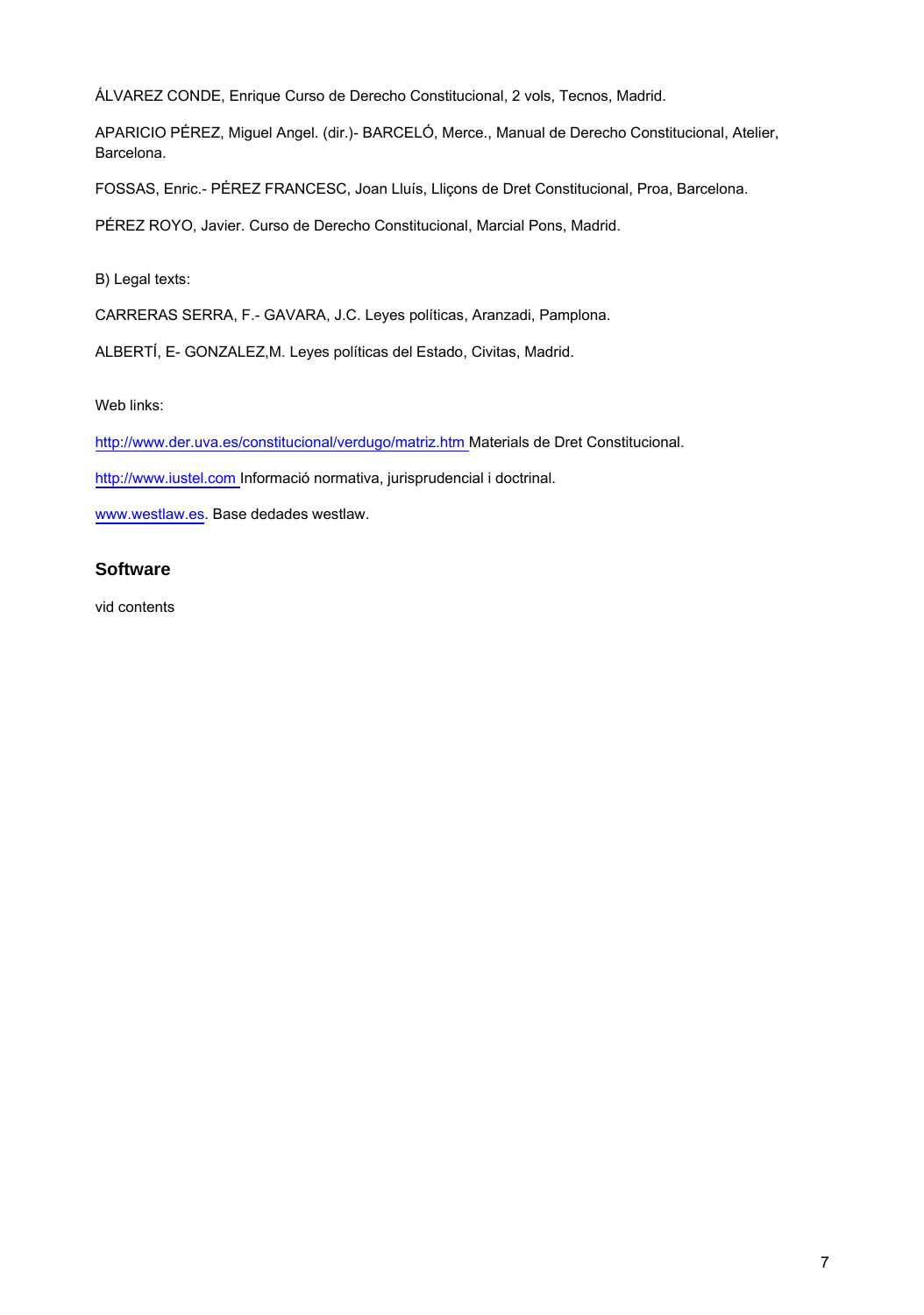ÁLVAREZ CONDE, Enrique Curso de Derecho Constitucional, 2 vols, Tecnos, Madrid.

APARICIO PÉREZ, Miguel Angel. (dir.)- BARCELÓ, Merce., Manual de Derecho Constitucional, Atelier, Barcelona.

FOSSAS, Enric.- PÉREZ FRANCESC, Joan Lluís, Lliçons de Dret Constitucional, Proa, Barcelona.

PÉREZ ROYO, Javier. Curso de Derecho Constitucional, Marcial Pons, Madrid.

B) Legal texts:

CARRERAS SERRA, F.- GAVARA, J.C. Leyes políticas, Aranzadi, Pamplona.

ALBERTÍ, E- GONZALEZ,M. Leyes políticas del Estado, Civitas, Madrid.

Web links:

http://www.der.uva.es/constitucional/verdugo/matriz.htm Materials de Dret Constitucional.

http://www.iustel.com Informació normativa, jurisprudencial i doctrinal.

www.westlaw.es. Base dedades westlaw.

## Software

vid contents